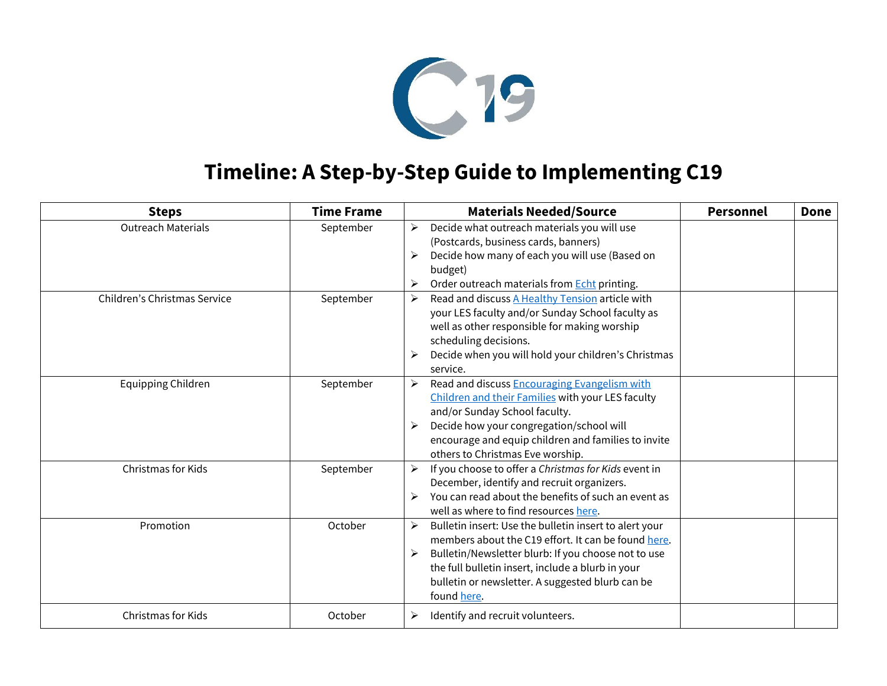# Timeline: A Step-by-Step Guide to Implementing C19

| Steps | Time Frame | Materials Needed/Source | Personnel | Done |
|---|---|---|---|---|
| Outreach Materials | September | ➢ Decide what outreach materials you will use (Postcards, business cards, banners)<br>➢ Decide how many of each you will use (Based on budget)<br>➢ Order outreach materials from Echt printing. | | |
| Children's Christmas Service | September | ➢ Read and discuss A Healthy Tension article with your LES faculty and/or Sunday School faculty as well as other responsible for making worship scheduling decisions.<br>➢ Decide when you will hold your children's Christmas service. | | |
| Equipping Children | September | ➢ Read and discuss Encouraging Evangelism with Children and their Families with your LES faculty and/or Sunday School faculty.<br>➢ Decide how your congregation/school will encourage and equip children and families to invite others to Christmas Eve worship. | | |
| Christmas for Kids | September | ➢ If you choose to offer a *Christmas for Kids* event in December, identify and recruit organizers.<br>➢ You can read about the benefits of such an event as well as where to find resources here. | | |
| Promotion | October | ➢ Bulletin insert: Use the bulletin insert to alert your members about the C19 effort. It can be found here.<br>➢ Bulletin/Newsletter blurb: If you choose not to use the full bulletin insert, include a blurb in your bulletin or newsletter. A suggested blurb can be found here. | | |
| Christmas for Kids | October | ➢ Identify and recruit volunteers. | | |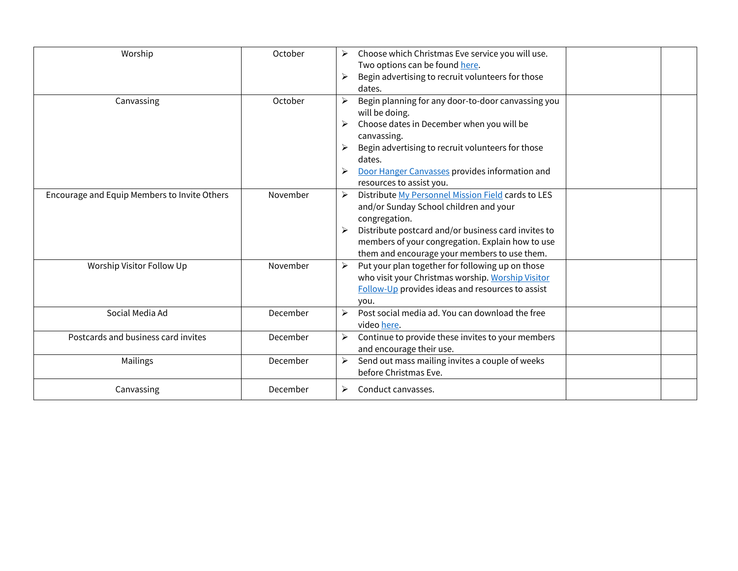| | | | | |
|---|---|---|---|---|
| Worship | October | ➢ Choose which Christmas Eve service you will use. Two options can be found [here](). ➢ Begin advertising to recruit volunteers for those dates. | | |
| Canvassing | October | ➢ Begin planning for any door-to-door canvassing you will be doing. ➢ Choose dates in December when you will be canvassing. ➢ Begin advertising to recruit volunteers for those dates. ➢ [Door Hanger Canvasses]() provides information and resources to assist you. | | |
| Encourage and Equip Members to Invite Others | November | ➢ Distribute [My Personnel Mission Field]() cards to LES and/or Sunday School children and your congregation. ➢ Distribute postcard and/or business card invites to members of your congregation. Explain how to use them and encourage your members to use them. | | |
| Worship Visitor Follow Up | November | ➢ Put your plan together for following up on those who visit your Christmas worship. [Worship Visitor Follow-Up]() provides ideas and resources to assist you. | | |
| Social Media Ad | December | ➢ Post social media ad. You can download the free video [here](). | | |
| Postcards and business card invites | December | ➢ Continue to provide these invites to your members and encourage their use. | | |
| Mailings | December | ➢ Send out mass mailing invites a couple of weeks before Christmas Eve. | | |
| Canvassing | December | ➢ Conduct canvasses. | | |